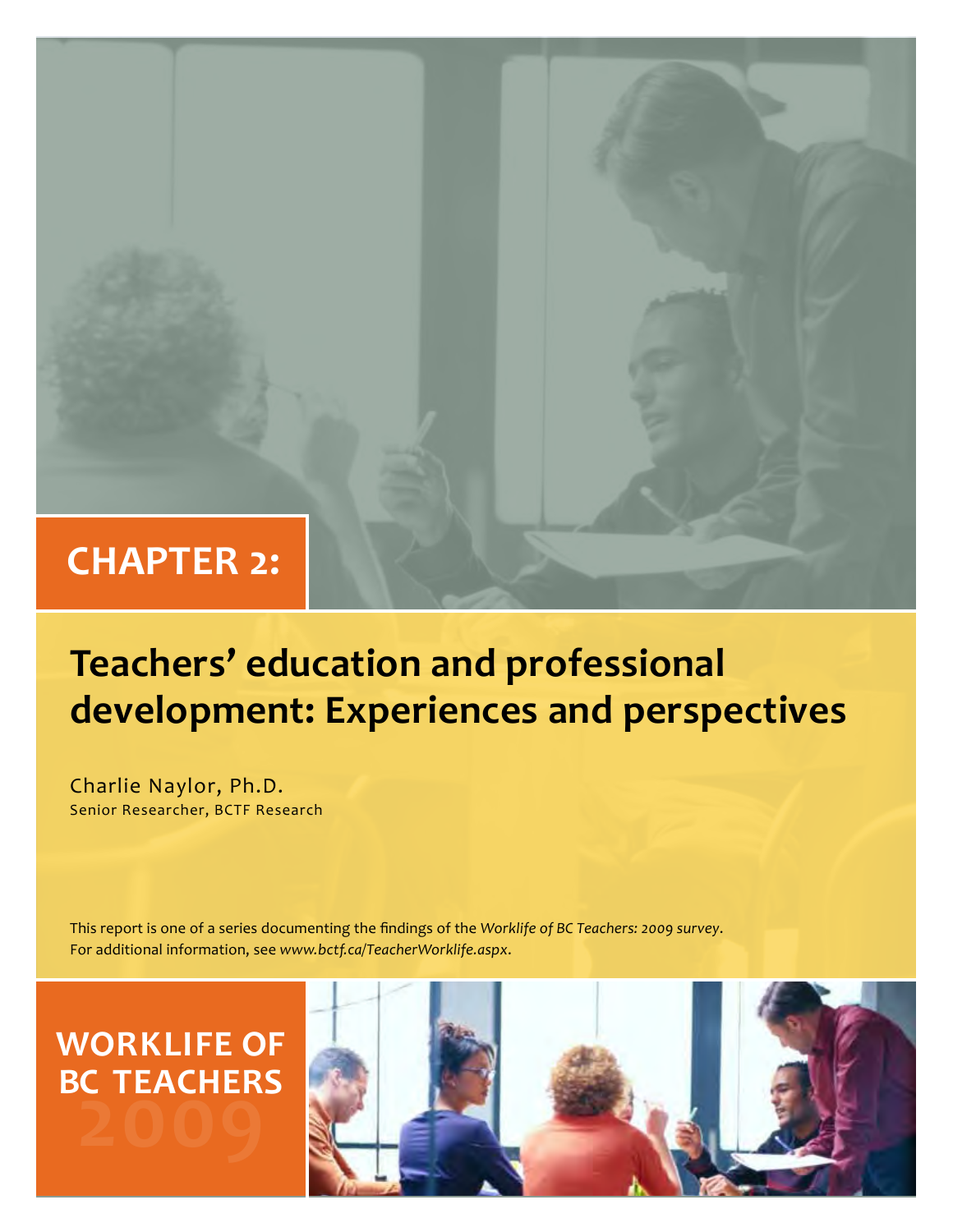# CHAPTER 2:

# Teachers' education and professional development: Experiences and perspectives

Charlie Naylor, Ph.D.
Senior Researcher, BCTF Research

This report is one of a series documenting the findings of the *Worklife of BC Teachers: 2009 survey*.
For additional information, see *www.bctf.ca/TeacherWorklife.aspx*.

**WORKLIFE OF BC TEACHERS 2009**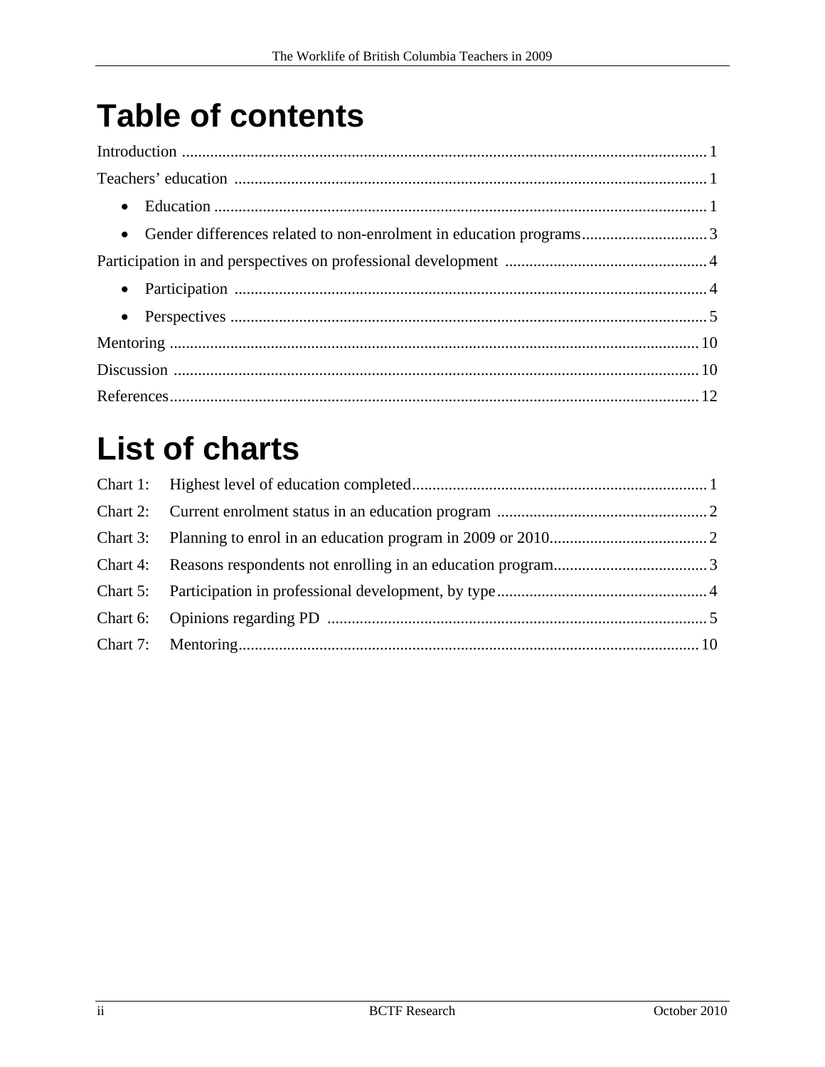# Table of contents

Introduction ................................................................................................................................ 1

Teachers' education .................................................................................................................... 1

- Education ......................................................................................................................... 1
- Gender differences related to non-enrolment in education programs ............................... 3

Participation in and perspectives on professional development .................................................. 4

- Participation ...................................................................................................................... 4
- Perspectives ...................................................................................................................... 5

Mentoring .................................................................................................................................. 10

Discussion ................................................................................................................................. 10

References .................................................................................................................................. 12

# List of charts

Chart 1: Highest level of education completed ......................................................................... 1

Chart 2: Current enrolment status in an education program ..................................................... 2

Chart 3: Planning to enrol in an education program in 2009 or 2010 ....................................... 2

Chart 4: Reasons respondents not enrolling in an education program ...................................... 3

Chart 5: Participation in professional development, by type .................................................... 4

Chart 6: Opinions regarding PD ............................................................................................. 5

Chart 7: Mentoring ................................................................................................................. 10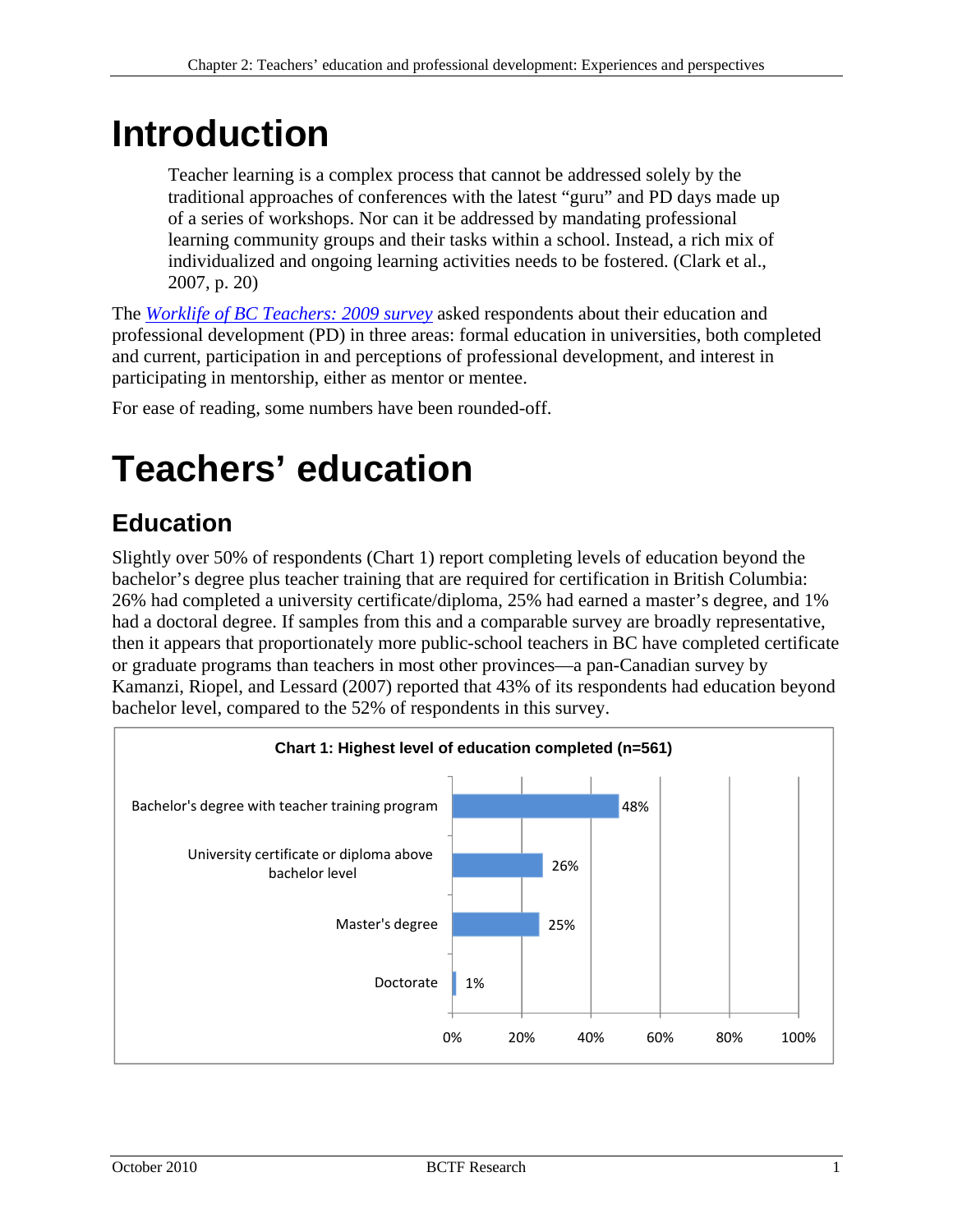# Introduction

> Teacher learning is a complex process that cannot be addressed solely by the traditional approaches of conferences with the latest "guru" and PD days made up of a series of workshops. Nor can it be addressed by mandating professional learning community groups and their tasks within a school. Instead, a rich mix of individualized and ongoing learning activities needs to be fostered. (Clark et al., 2007, p. 20)

The *Worklife of BC Teachers: 2009 survey* asked respondents about their education and professional development (PD) in three areas: formal education in universities, both completed and current, participation in and perceptions of professional development, and interest in participating in mentorship, either as mentor or mentee.

For ease of reading, some numbers have been rounded-off.

# Teachers' education

## Education

Slightly over 50% of respondents (Chart 1) report completing levels of education beyond the bachelor's degree plus teacher training that are required for certification in British Columbia: 26% had completed a university certificate/diploma, 25% had earned a master's degree, and 1% had a doctoral degree. If samples from this and a comparable survey are broadly representative, then it appears that proportionately more public-school teachers in BC have completed certificate or graduate programs than teachers in most other provinces—a pan-Canadian survey by Kamanzi, Riopel, and Lessard (2007) reported that 43% of its respondents had education beyond bachelor level, compared to the 52% of respondents in this survey.

**Chart 1: Highest level of education completed (n=561)**

Bachelor's degree with teacher training program 48%
University certificate or diploma above bachelor level 26%
Master's degree 25%
Doctorate 1%

0% 20% 40% 60% 80% 100%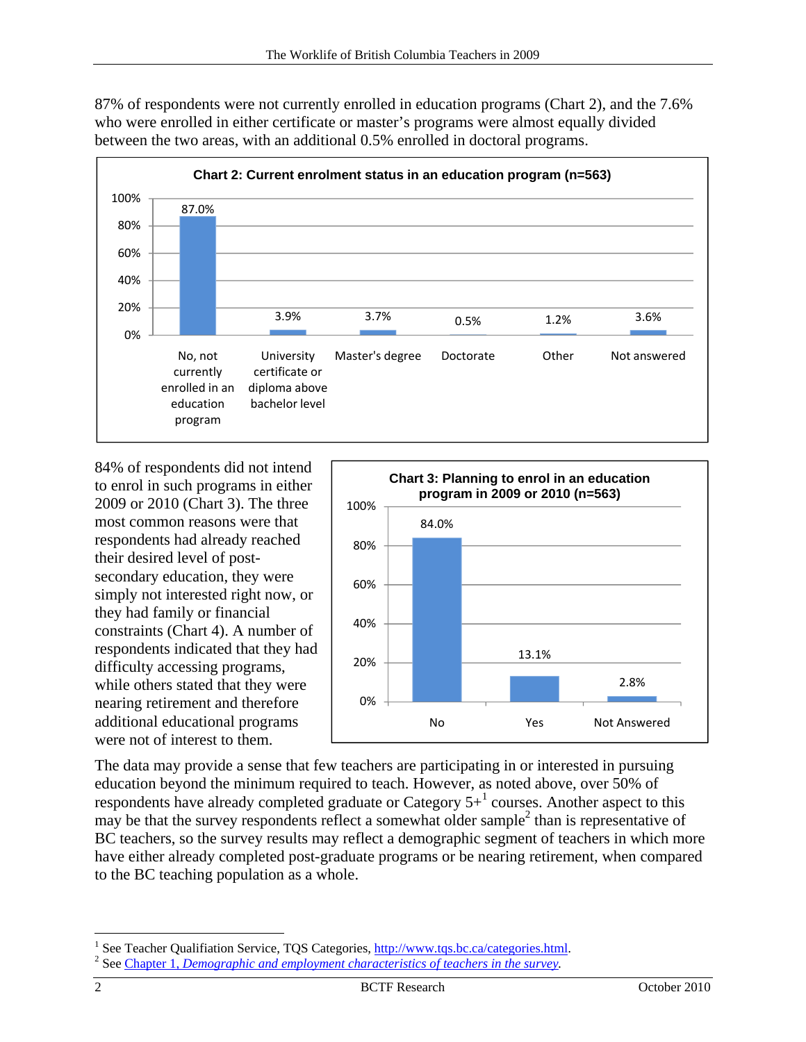87% of respondents were not currently enrolled in education programs (Chart 2), and the 7.6% who were enrolled in either certificate or master's programs were almost equally divided between the two areas, with an additional 0.5% enrolled in doctoral programs.

**Chart 2: Current enrolment status in an education program (n=563)**

100%
80%
60%
40%
20%
0%

87.0%
No, not currently enrolled in an education program

3.9%
University certificate or diploma above bachelor level

3.7%
Master's degree

0.5%
Doctorate

1.2%
Other

3.6%
Not answered

84% of respondents did not intend to enrol in such programs in either 2009 or 2010 (Chart 3). The three most common reasons were that respondents had already reached their desired level of post-secondary education, they were simply not interested right now, or they had family or financial constraints (Chart 4). A number of respondents indicated that they had difficulty accessing programs, while others stated that they were nearing retirement and therefore additional educational programs were not of interest to them.

**Chart 3: Planning to enrol in an education program in 2009 or 2010 (n=563)**

100%
80%
60%
40%
20%
0%

84.0%
No

13.1%
Yes

2.8%
Not Answered

The data may provide a sense that few teachers are participating in or interested in pursuing education beyond the minimum required to teach. However, as noted above, over 50% of respondents have already completed graduate or Category 5+[1] courses. Another aspect to this may be that the survey respondents reflect a somewhat older sample[2] than is representative of BC teachers, so the survey results may reflect a demographic segment of teachers in which more have either already completed post-graduate programs or be nearing retirement, when compared to the BC teaching population as a whole.

---

[1] See Teacher Qualification Service, TQS Categories, http://www.tqs.bc.ca/categories.html.

[2] See Chapter 1, *Demographic and employment characteristics of teachers in the survey*.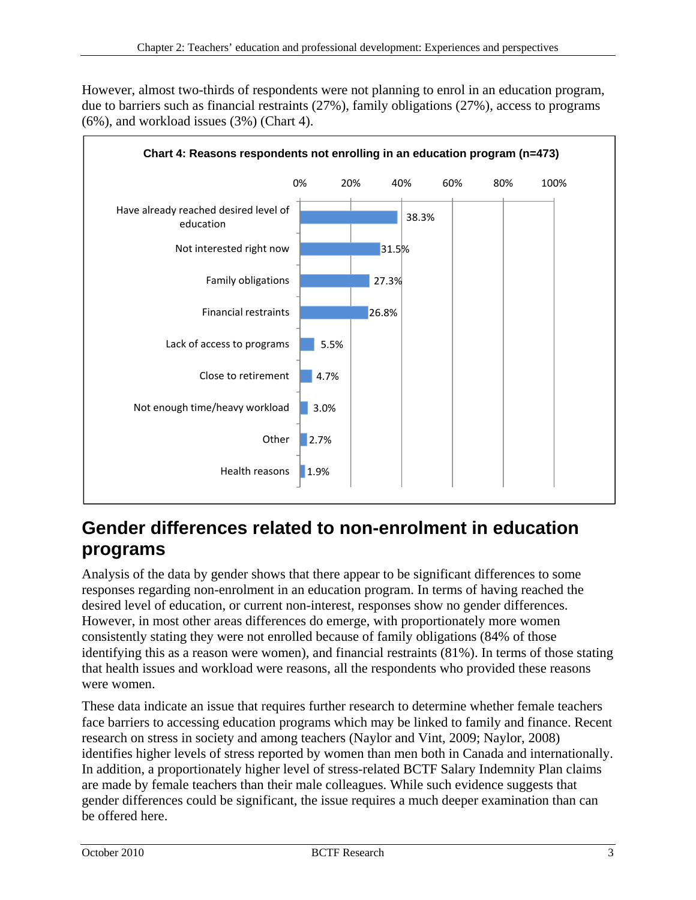However, almost two-thirds of respondents were not planning to enrol in an education program, due to barriers such as financial restraints (27%), family obligations (27%), access to programs (6%), and workload issues (3%) (Chart 4).

**Chart 4: Reasons respondents not enrolling in an education program (n=473)**

0% 20% 40% 60% 80% 100%

Have already reached desired level of education 38.3%

Not interested right now 31.5%

Family obligations 27.3%

Financial restraints 26.8%

Lack of access to programs 5.5%

Close to retirement 4.7%

Not enough time/heavy workload 3.0%

Other 2.7%

Health reasons 1.9%

## Gender differences related to non-enrolment in education programs

Analysis of the data by gender shows that there appear to be significant differences to some responses regarding non-enrolment in an education program. In terms of having reached the desired level of education, or current non-interest, responses show no gender differences. However, in most other areas differences do emerge, with proportionately more women consistently stating they were not enrolled because of family obligations (84% of those identifying this as a reason were women), and financial restraints (81%). In terms of those stating that health issues and workload were reasons, all the respondents who provided these reasons were women.

These data indicate an issue that requires further research to determine whether female teachers face barriers to accessing education programs which may be linked to family and finance. Recent research on stress in society and among teachers (Naylor and Vint, 2009; Naylor, 2008) identifies higher levels of stress reported by women than men both in Canada and internationally. In addition, a proportionately higher level of stress-related BCTF Salary Indemnity Plan claims are made by female teachers than their male colleagues. While such evidence suggests that gender differences could be significant, the issue requires a much deeper examination than can be offered here.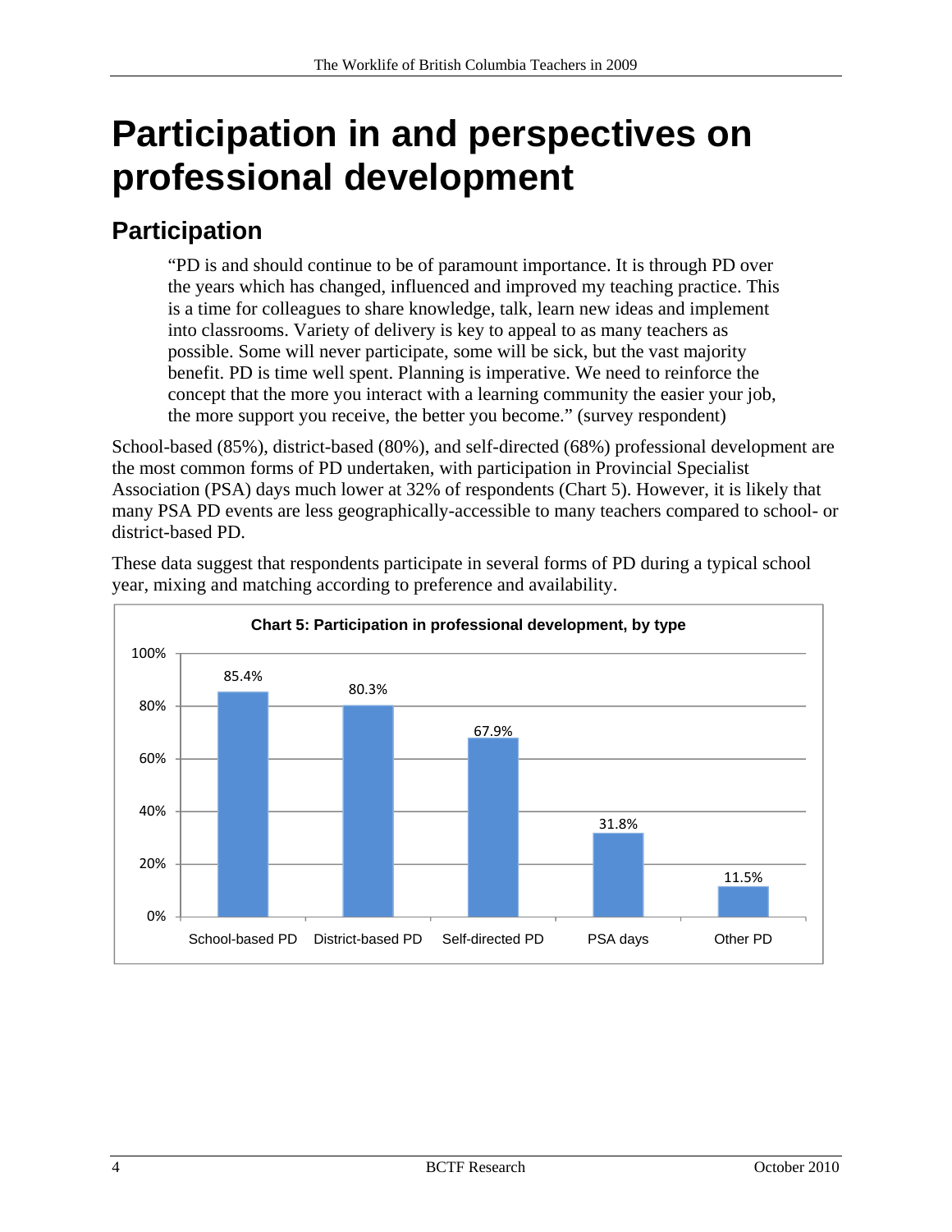# Participation in and perspectives on professional development

## Participation

> "PD is and should continue to be of paramount importance. It is through PD over the years which has changed, influenced and improved my teaching practice. This is a time for colleagues to share knowledge, talk, learn new ideas and implement into classrooms. Variety of delivery is key to appeal to as many teachers as possible. Some will never participate, some will be sick, but the vast majority benefit. PD is time well spent. Planning is imperative. We need to reinforce the concept that the more you interact with a learning community the easier your job, the more support you receive, the better you become." (survey respondent)

School-based (85%), district-based (80%), and self-directed (68%) professional development are the most common forms of PD undertaken, with participation in Provincial Specialist Association (PSA) days much lower at 32% of respondents (Chart 5). However, it is likely that many PSA PD events are less geographically-accessible to many teachers compared to school- or district-based PD.

These data suggest that respondents participate in several forms of PD during a typical school year, mixing and matching according to preference and availability.

**Chart 5: Participation in professional development, by type**

100%
80%
60%
40%
20%
0%

85.4%
80.3%
67.9%
31.8%
11.5%

School-based PD
District-based PD
Self-directed PD
PSA days
Other PD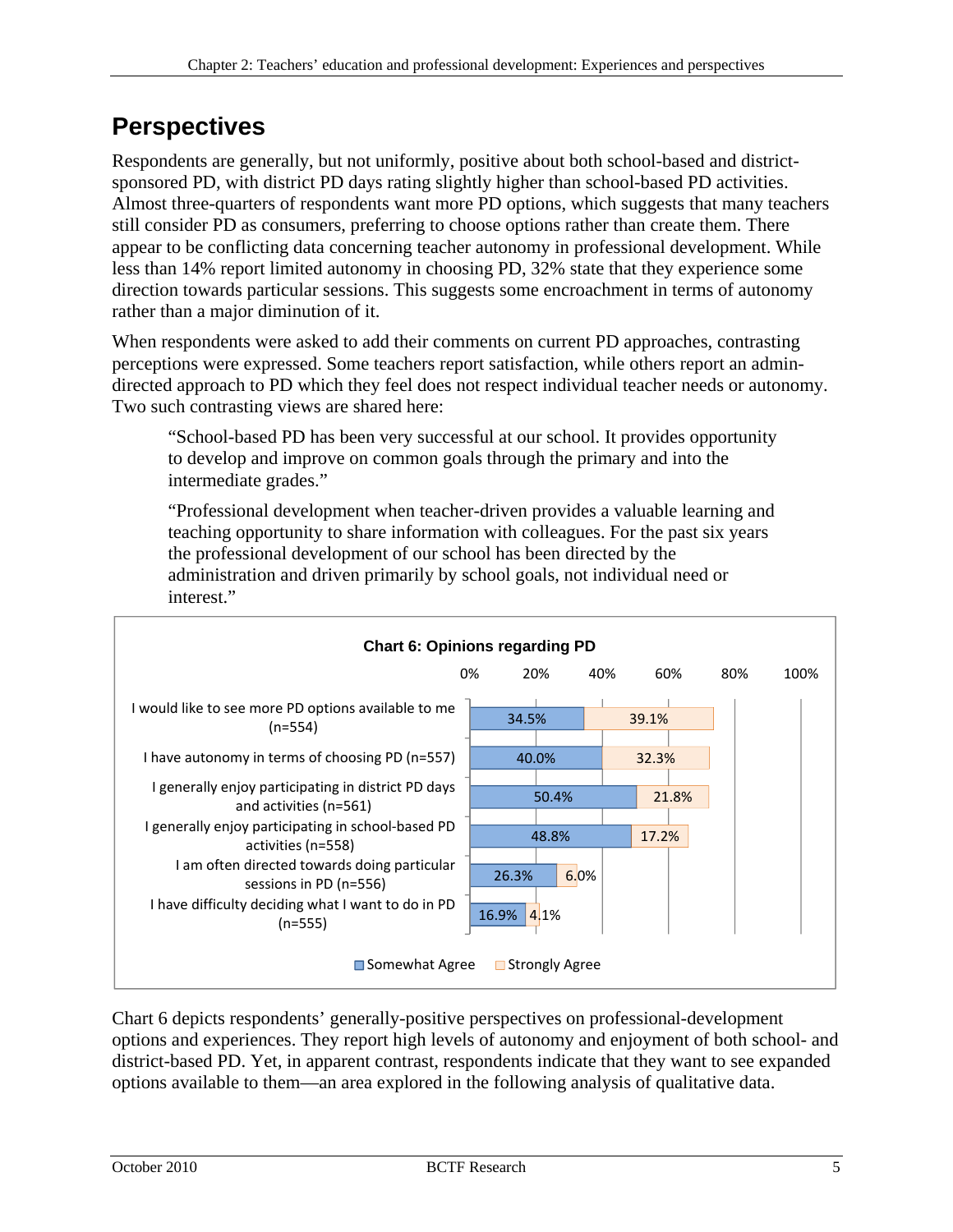## Perspectives

Respondents are generally, but not uniformly, positive about both school-based and district-sponsored PD, with district PD days rating slightly higher than school-based PD activities. Almost three-quarters of respondents want more PD options, which suggests that many teachers still consider PD as consumers, preferring to choose options rather than create them. There appear to be conflicting data concerning teacher autonomy in professional development. While less than 14% report limited autonomy in choosing PD, 32% state that they experience some direction towards particular sessions. This suggests some encroachment in terms of autonomy rather than a major diminution of it.

When respondents were asked to add their comments on current PD approaches, contrasting perceptions were expressed. Some teachers report satisfaction, while others report an admin-directed approach to PD which they feel does not respect individual teacher needs or autonomy. Two such contrasting views are shared here:

> "School-based PD has been very successful at our school. It provides opportunity to develop and improve on common goals through the primary and into the intermediate grades."

> "Professional development when teacher-driven provides a valuable learning and teaching opportunity to share information with colleagues. For the past six years the professional development of our school has been directed by the administration and driven primarily by school goals, not individual need or interest."

**Chart 6: Opinions regarding PD**

0% 20% 40% 60% 80% 100%

I would like to see more PD options available to me (n=554)
34.5% 39.1%

I have autonomy in terms of choosing PD (n=557)
40.0% 32.3%

I generally enjoy participating in district PD days and activities (n=561)
50.4% 21.8%

I generally enjoy participating in school-based PD activities (n=558)
48.8% 17.2%

I am often directed towards doing particular sessions in PD (n=556)
26.3% 6.0%

I have difficulty deciding what I want to do in PD (n=555)
16.9% 4.1%

Somewhat Agree
Strongly Agree

Chart 6 depicts respondents' generally-positive perspectives on professional-development options and experiences. They report high levels of autonomy and enjoyment of both school- and district-based PD. Yet, in apparent contrast, respondents indicate that they want to see expanded options available to them—an area explored in the following analysis of qualitative data.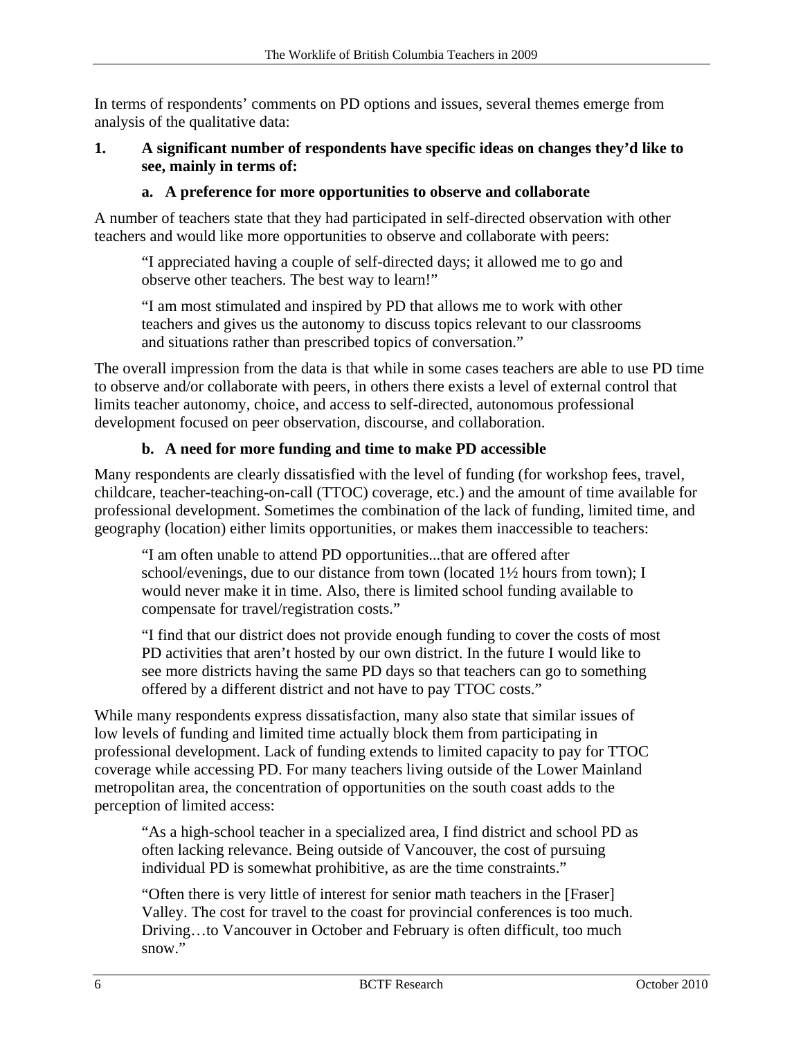In terms of respondents' comments on PD options and issues, several themes emerge from analysis of the qualitative data:

**1. A significant number of respondents have specific ideas on changes they'd like to see, mainly in terms of:**

**a. A preference for more opportunities to observe and collaborate**

A number of teachers state that they had participated in self-directed observation with other teachers and would like more opportunities to observe and collaborate with peers:

> "I appreciated having a couple of self-directed days; it allowed me to go and observe other teachers. The best way to learn!"

> "I am most stimulated and inspired by PD that allows me to work with other teachers and gives us the autonomy to discuss topics relevant to our classrooms and situations rather than prescribed topics of conversation."

The overall impression from the data is that while in some cases teachers are able to use PD time to observe and/or collaborate with peers, in others there exists a level of external control that limits teacher autonomy, choice, and access to self-directed, autonomous professional development focused on peer observation, discourse, and collaboration.

**b. A need for more funding and time to make PD accessible**

Many respondents are clearly dissatisfied with the level of funding (for workshop fees, travel, childcare, teacher-teaching-on-call (TTOC) coverage, etc.) and the amount of time available for professional development. Sometimes the combination of the lack of funding, limited time, and geography (location) either limits opportunities, or makes them inaccessible to teachers:

> "I am often unable to attend PD opportunities...that are offered after school/evenings, due to our distance from town (located 1½ hours from town); I would never make it in time. Also, there is limited school funding available to compensate for travel/registration costs."

> "I find that our district does not provide enough funding to cover the costs of most PD activities that aren't hosted by our own district. In the future I would like to see more districts having the same PD days so that teachers can go to something offered by a different district and not have to pay TTOC costs."

While many respondents express dissatisfaction, many also state that similar issues of low levels of funding and limited time actually block them from participating in professional development. Lack of funding extends to limited capacity to pay for TTOC coverage while accessing PD. For many teachers living outside of the Lower Mainland metropolitan area, the concentration of opportunities on the south coast adds to the perception of limited access:

> "As a high-school teacher in a specialized area, I find district and school PD as often lacking relevance. Being outside of Vancouver, the cost of pursuing individual PD is somewhat prohibitive, as are the time constraints."

> "Often there is very little of interest for senior math teachers in the [Fraser] Valley. The cost for travel to the coast for provincial conferences is too much. Driving…to Vancouver in October and February is often difficult, too much snow."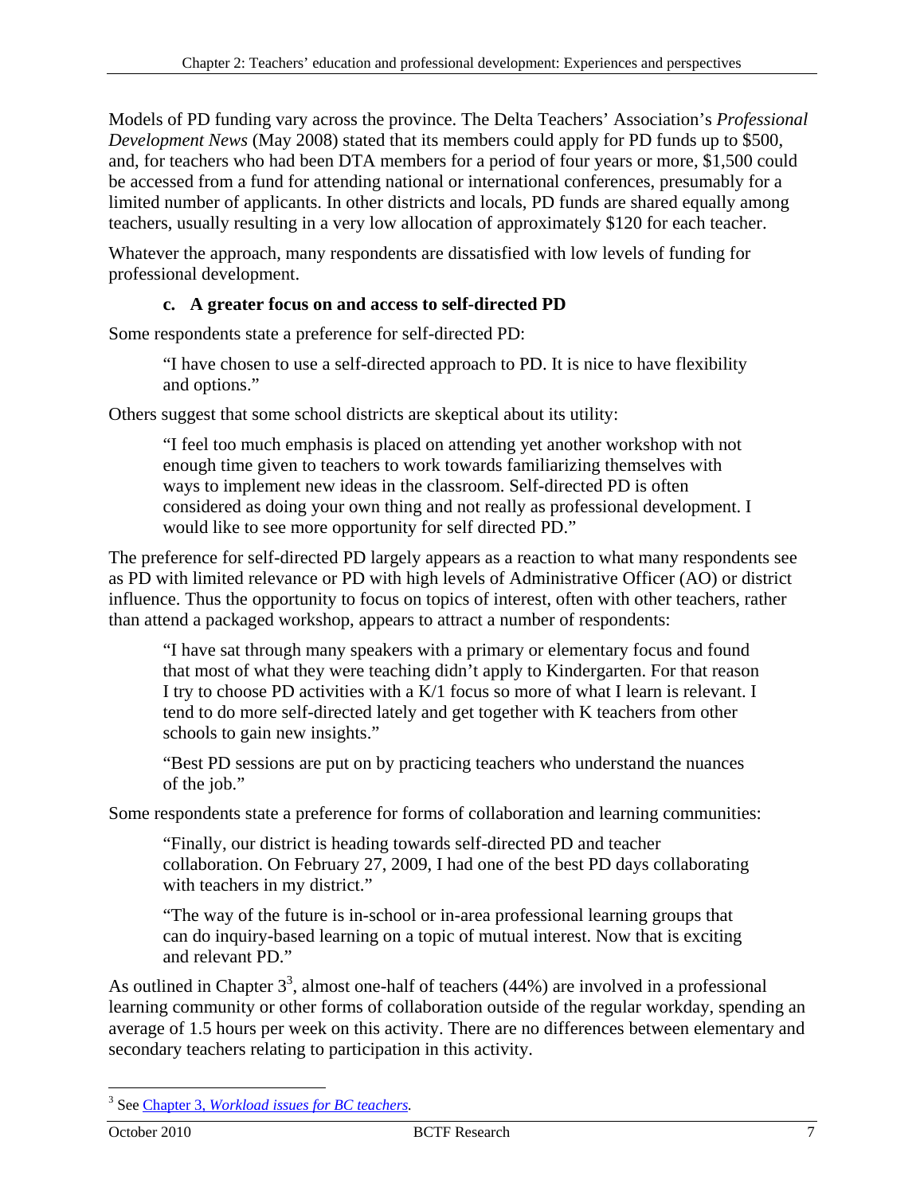Models of PD funding vary across the province. The Delta Teachers' Association's *Professional Development News* (May 2008) stated that its members could apply for PD funds up to $500, and, for teachers who had been DTA members for a period of four years or more, $1,500 could be accessed from a fund for attending national or international conferences, presumably for a limited number of applicants. In other districts and locals, PD funds are shared equally among teachers, usually resulting in a very low allocation of approximately $120 for each teacher.

Whatever the approach, many respondents are dissatisfied with low levels of funding for professional development.

#### c. A greater focus on and access to self-directed PD

Some respondents state a preference for self-directed PD:

> "I have chosen to use a self-directed approach to PD. It is nice to have flexibility and options."

Others suggest that some school districts are skeptical about its utility:

> "I feel too much emphasis is placed on attending yet another workshop with not enough time given to teachers to work towards familiarizing themselves with ways to implement new ideas in the classroom. Self-directed PD is often considered as doing your own thing and not really as professional development. I would like to see more opportunity for self directed PD."

The preference for self-directed PD largely appears as a reaction to what many respondents see as PD with limited relevance or PD with high levels of Administrative Officer (AO) or district influence. Thus the opportunity to focus on topics of interest, often with other teachers, rather than attend a packaged workshop, appears to attract a number of respondents:

> "I have sat through many speakers with a primary or elementary focus and found that most of what they were teaching didn't apply to Kindergarten. For that reason I try to choose PD activities with a K/1 focus so more of what I learn is relevant. I tend to do more self-directed lately and get together with K teachers from other schools to gain new insights."

> "Best PD sessions are put on by practicing teachers who understand the nuances of the job."

Some respondents state a preference for forms of collaboration and learning communities:

> "Finally, our district is heading towards self-directed PD and teacher collaboration. On February 27, 2009, I had one of the best PD days collaborating with teachers in my district."

> "The way of the future is in-school or in-area professional learning groups that can do inquiry-based learning on a topic of mutual interest. Now that is exciting and relevant PD."

As outlined in Chapter 3[3], almost one-half of teachers (44%) are involved in a professional learning community or other forms of collaboration outside of the regular workday, spending an average of 1.5 hours per week on this activity. There are no differences between elementary and secondary teachers relating to participation in this activity.

---

[3] See Chapter 3, *Workload issues for BC teachers.*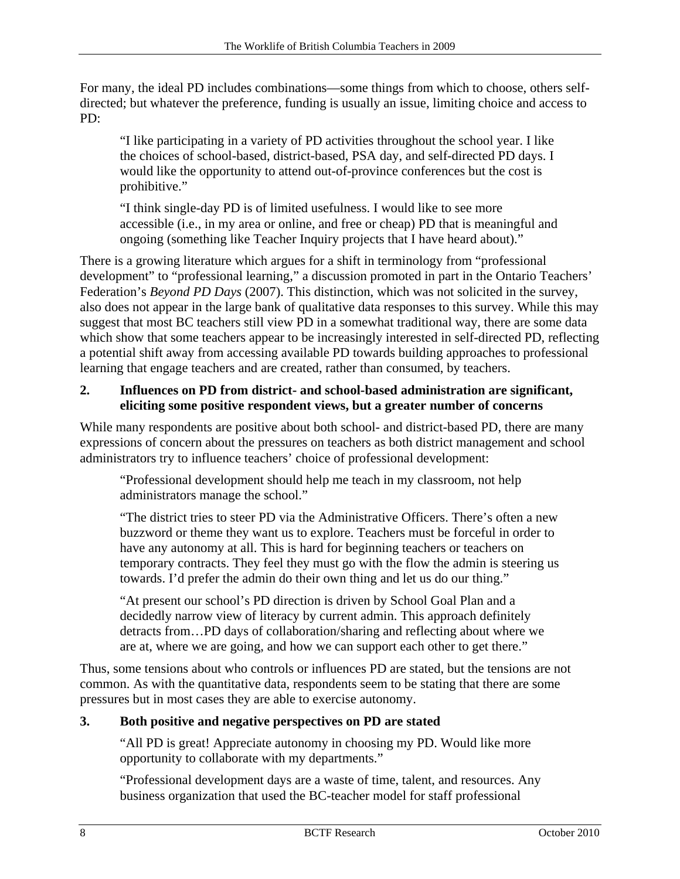For many, the ideal PD includes combinations—some things from which to choose, others self-directed; but whatever the preference, funding is usually an issue, limiting choice and access to PD:

> "I like participating in a variety of PD activities throughout the school year. I like the choices of school-based, district-based, PSA day, and self-directed PD days. I would like the opportunity to attend out-of-province conferences but the cost is prohibitive."

> "I think single-day PD is of limited usefulness. I would like to see more accessible (i.e., in my area or online, and free or cheap) PD that is meaningful and ongoing (something like Teacher Inquiry projects that I have heard about)."

There is a growing literature which argues for a shift in terminology from "professional development" to "professional learning," a discussion promoted in part in the Ontario Teachers' Federation's *Beyond PD Days* (2007). This distinction, which was not solicited in the survey, also does not appear in the large bank of qualitative data responses to this survey. While this may suggest that most BC teachers still view PD in a somewhat traditional way, there are some data which show that some teachers appear to be increasingly interested in self-directed PD, reflecting a potential shift away from accessing available PD towards building approaches to professional learning that engage teachers and are created, rather than consumed, by teachers.

**2. Influences on PD from district- and school-based administration are significant, eliciting some positive respondent views, but a greater number of concerns**

While many respondents are positive about both school- and district-based PD, there are many expressions of concern about the pressures on teachers as both district management and school administrators try to influence teachers' choice of professional development:

> "Professional development should help me teach in my classroom, not help administrators manage the school."

> "The district tries to steer PD via the Administrative Officers. There's often a new buzzword or theme they want us to explore. Teachers must be forceful in order to have any autonomy at all. This is hard for beginning teachers or teachers on temporary contracts. They feel they must go with the flow the admin is steering us towards. I'd prefer the admin do their own thing and let us do our thing."

> "At present our school's PD direction is driven by School Goal Plan and a decidedly narrow view of literacy by current admin. This approach definitely detracts from…PD days of collaboration/sharing and reflecting about where we are at, where we are going, and how we can support each other to get there."

Thus, some tensions about who controls or influences PD are stated, but the tensions are not common. As with the quantitative data, respondents seem to be stating that there are some pressures but in most cases they are able to exercise autonomy.

**3. Both positive and negative perspectives on PD are stated**

> "All PD is great! Appreciate autonomy in choosing my PD. Would like more opportunity to collaborate with my departments."

> "Professional development days are a waste of time, talent, and resources. Any business organization that used the BC-teacher model for staff professional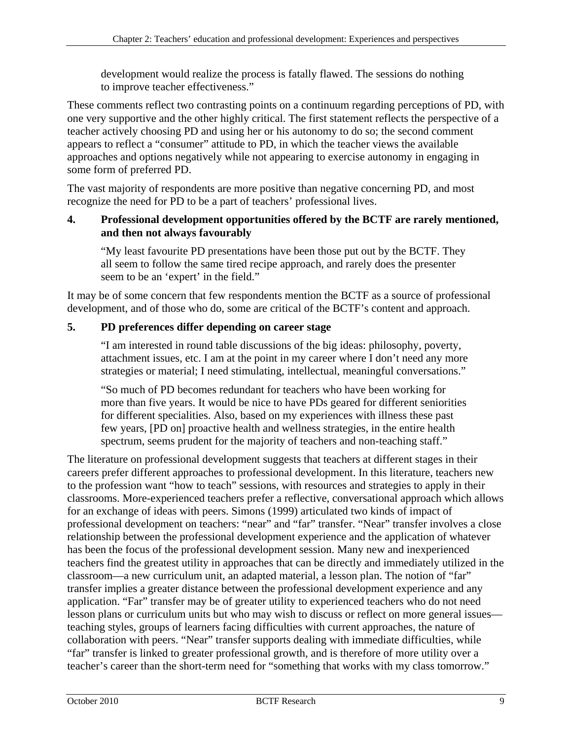> development would realize the process is fatally flawed. The sessions do nothing to improve teacher effectiveness."

These comments reflect two contrasting points on a continuum regarding perceptions of PD, with one very supportive and the other highly critical. The first statement reflects the perspective of a teacher actively choosing PD and using her or his autonomy to do so; the second comment appears to reflect a "consumer" attitude to PD, in which the teacher views the available approaches and options negatively while not appearing to exercise autonomy in engaging in some form of preferred PD.

The vast majority of respondents are more positive than negative concerning PD, and most recognize the need for PD to be a part of teachers' professional lives.

**4. Professional development opportunities offered by the BCTF are rarely mentioned, and then not always favourably**

> "My least favourite PD presentations have been those put out by the BCTF. They all seem to follow the same tired recipe approach, and rarely does the presenter seem to be an 'expert' in the field."

It may be of some concern that few respondents mention the BCTF as a source of professional development, and of those who do, some are critical of the BCTF's content and approach.

**5. PD preferences differ depending on career stage**

> "I am interested in round table discussions of the big ideas: philosophy, poverty, attachment issues, etc. I am at the point in my career where I don't need any more strategies or material; I need stimulating, intellectual, meaningful conversations."

> "So much of PD becomes redundant for teachers who have been working for more than five years. It would be nice to have PDs geared for different seniorities for different specialities. Also, based on my experiences with illness these past few years, [PD on] proactive health and wellness strategies, in the entire health spectrum, seems prudent for the majority of teachers and non-teaching staff."

The literature on professional development suggests that teachers at different stages in their careers prefer different approaches to professional development. In this literature, teachers new to the profession want "how to teach" sessions, with resources and strategies to apply in their classrooms. More-experienced teachers prefer a reflective, conversational approach which allows for an exchange of ideas with peers. Simons (1999) articulated two kinds of impact of professional development on teachers: "near" and "far" transfer. "Near" transfer involves a close relationship between the professional development experience and the application of whatever has been the focus of the professional development session. Many new and inexperienced teachers find the greatest utility in approaches that can be directly and immediately utilized in the classroom—a new curriculum unit, an adapted material, a lesson plan. The notion of "far" transfer implies a greater distance between the professional development experience and any application. "Far" transfer may be of greater utility to experienced teachers who do not need lesson plans or curriculum units but who may wish to discuss or reflect on more general issues—teaching styles, groups of learners facing difficulties with current approaches, the nature of collaboration with peers. "Near" transfer supports dealing with immediate difficulties, while "far" transfer is linked to greater professional growth, and is therefore of more utility over a teacher's career than the short-term need for "something that works with my class tomorrow."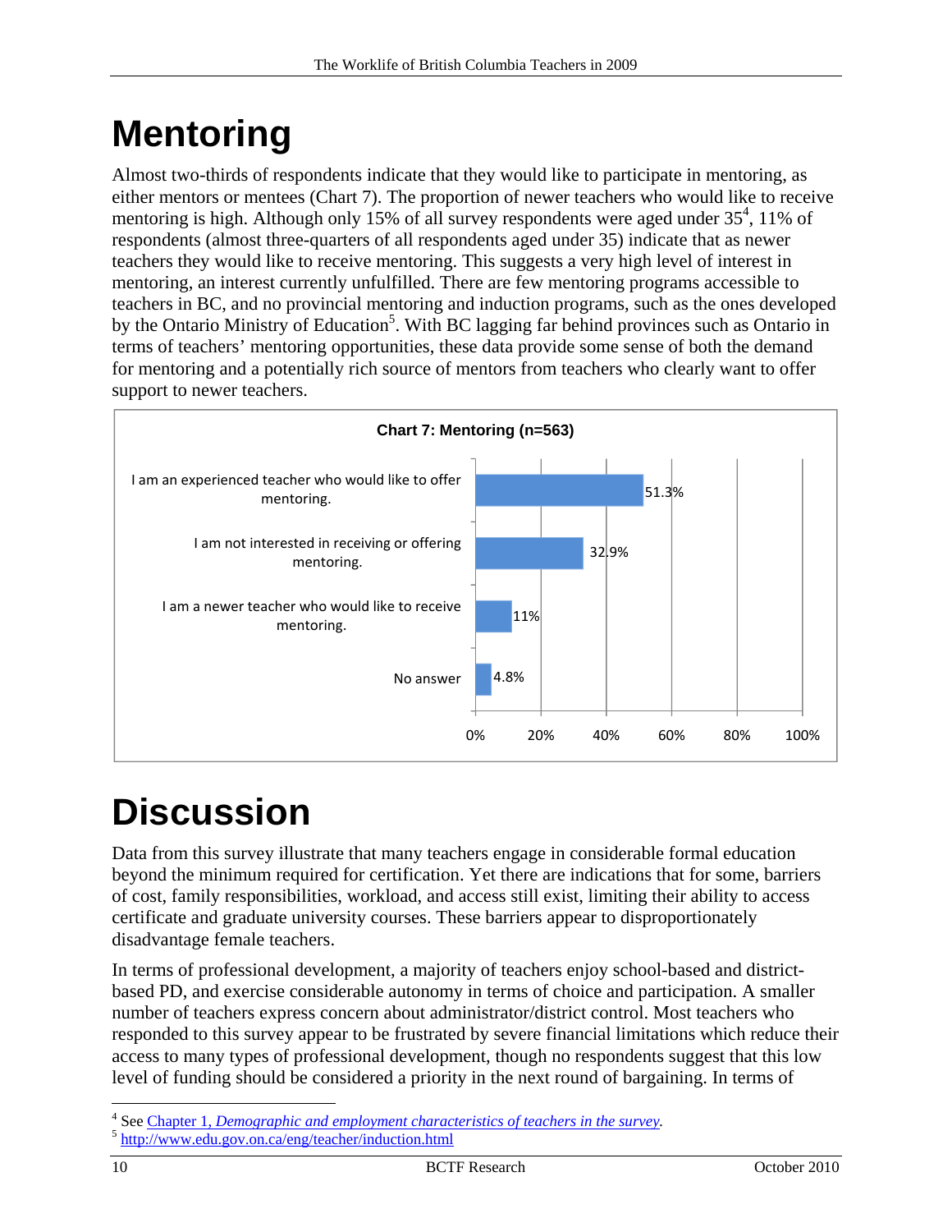# Mentoring

Almost two-thirds of respondents indicate that they would like to participate in mentoring, as either mentors or mentees (Chart 7). The proportion of newer teachers who would like to receive mentoring is high. Although only 15% of all survey respondents were aged under 35[4], 11% of respondents (almost three-quarters of all respondents aged under 35) indicate that as newer teachers they would like to receive mentoring. This suggests a very high level of interest in mentoring, an interest currently unfulfilled. There are few mentoring programs accessible to teachers in BC, and no provincial mentoring and induction programs, such as the ones developed by the Ontario Ministry of Education[5]. With BC lagging far behind provinces such as Ontario in terms of teachers' mentoring opportunities, these data provide some sense of both the demand for mentoring and a potentially rich source of mentors from teachers who clearly want to offer support to newer teachers.

**Chart 7: Mentoring (n=563)**

I am an experienced teacher who would like to offer mentoring. 51.3%

I am not interested in receiving or offering mentoring. 32.9%

I am a newer teacher who would like to receive mentoring. 11%

No answer 4.8%

0% 20% 40% 60% 80% 100%

# Discussion

Data from this survey illustrate that many teachers engage in considerable formal education beyond the minimum required for certification. Yet there are indications that for some, barriers of cost, family responsibilities, workload, and access still exist, limiting their ability to access certificate and graduate university courses. These barriers appear to disproportionately disadvantage female teachers.

In terms of professional development, a majority of teachers enjoy school-based and district-based PD, and exercise considerable autonomy in terms of choice and participation. A smaller number of teachers express concern about administrator/district control. Most teachers who responded to this survey appear to be frustrated by severe financial limitations which reduce their access to many types of professional development, though no respondents suggest that this low level of funding should be considered a priority in the next round of bargaining. In terms of

[4] See Chapter 1, *Demographic and employment characteristics of teachers in the survey*.

[5] http://www.edu.gov.on.ca/eng/teacher/induction.html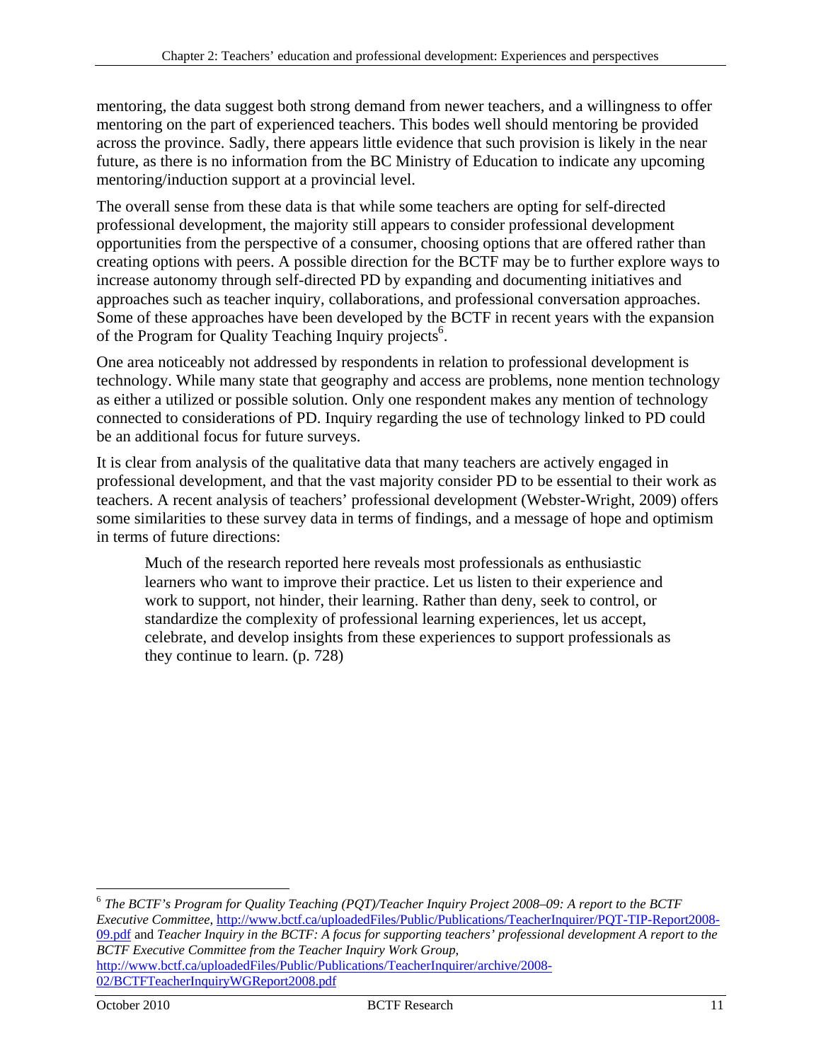mentoring, the data suggest both strong demand from newer teachers, and a willingness to offer mentoring on the part of experienced teachers. This bodes well should mentoring be provided across the province. Sadly, there appears little evidence that such provision is likely in the near future, as there is no information from the BC Ministry of Education to indicate any upcoming mentoring/induction support at a provincial level.

The overall sense from these data is that while some teachers are opting for self-directed professional development, the majority still appears to consider professional development opportunities from the perspective of a consumer, choosing options that are offered rather than creating options with peers. A possible direction for the BCTF may be to further explore ways to increase autonomy through self-directed PD by expanding and documenting initiatives and approaches such as teacher inquiry, collaborations, and professional conversation approaches. Some of these approaches have been developed by the BCTF in recent years with the expansion of the Program for Quality Teaching Inquiry projects[6].

One area noticeably not addressed by respondents in relation to professional development is technology. While many state that geography and access are problems, none mention technology as either a utilized or possible solution. Only one respondent makes any mention of technology connected to considerations of PD. Inquiry regarding the use of technology linked to PD could be an additional focus for future surveys.

It is clear from analysis of the qualitative data that many teachers are actively engaged in professional development, and that the vast majority consider PD to be essential to their work as teachers. A recent analysis of teachers' professional development (Webster-Wright, 2009) offers some similarities to these survey data in terms of findings, and a message of hope and optimism in terms of future directions:

> Much of the research reported here reveals most professionals as enthusiastic learners who want to improve their practice. Let us listen to their experience and work to support, not hinder, their learning. Rather than deny, seek to control, or standardize the complexity of professional learning experiences, let us accept, celebrate, and develop insights from these experiences to support professionals as they continue to learn. (p. 728)

---

[6] *The BCTF's Program for Quality Teaching (PQT)/Teacher Inquiry Project 2008–09: A report to the BCTF Executive Committee*, http://www.bctf.ca/uploadedFiles/Public/Publications/TeacherInquirer/PQT-TIP-Report2008-09.pdf and *Teacher Inquiry in the BCTF: A focus for supporting teachers' professional development A report to the BCTF Executive Committee from the Teacher Inquiry Work Group*, http://www.bctf.ca/uploadedFiles/Public/Publications/TeacherInquirer/archive/2008-02/BCTFTeacherInquiryWGReport2008.pdf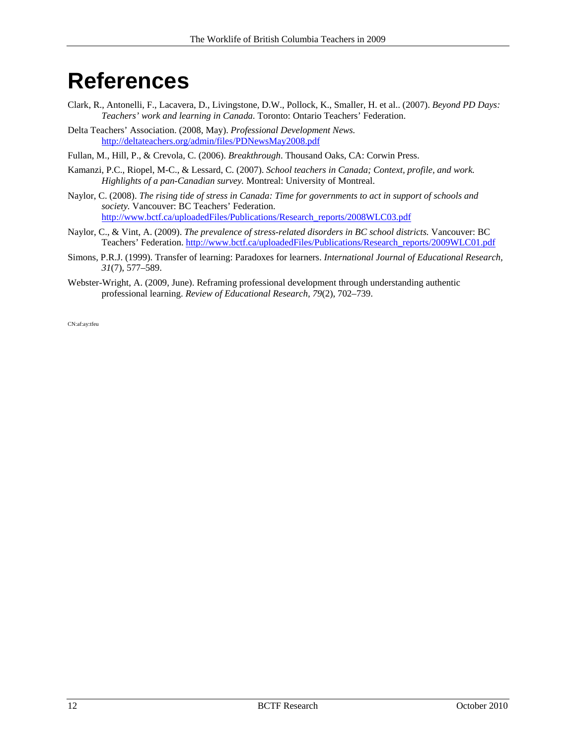# References

Clark, R., Antonelli, F., Lacavera, D., Livingstone, D.W., Pollock, K., Smaller, H. et al.. (2007). *Beyond PD Days: Teachers' work and learning in Canada.* Toronto: Ontario Teachers' Federation.

Delta Teachers' Association. (2008, May). *Professional Development News.* http://deltateachers.org/admin/files/PDNewsMay2008.pdf

Fullan, M., Hill, P., & Crevola, C. (2006). *Breakthrough*. Thousand Oaks, CA: Corwin Press.

Kamanzi, P.C., Riopel, M-C., & Lessard, C. (2007). *School teachers in Canada; Context, profile, and work. Highlights of a pan-Canadian survey.* Montreal: University of Montreal.

Naylor, C. (2008). *The rising tide of stress in Canada: Time for governments to act in support of schools and society.* Vancouver: BC Teachers' Federation. http://www.bctf.ca/uploadedFiles/Publications/Research_reports/2008WLC03.pdf

Naylor, C., & Vint, A. (2009). *The prevalence of stress-related disorders in BC school districts.* Vancouver: BC Teachers' Federation. http://www.bctf.ca/uploadedFiles/Publications/Research_reports/2009WLC01.pdf

Simons, P.R.J. (1999). Transfer of learning: Paradoxes for learners. *International Journal of Educational Research, 31*(7), 577–589.

Webster-Wright, A. (2009, June). Reframing professional development through understanding authentic professional learning. *Review of Educational Research, 79*(2), 702–739.

CN:af:ay:tfeu